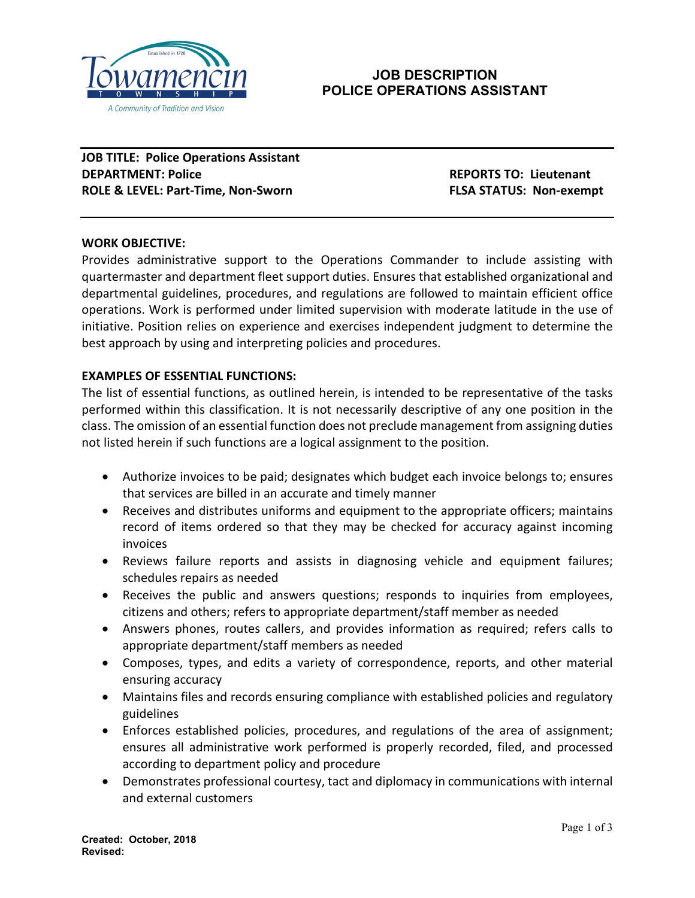# JOB DESCRIPTION
# POLICE OPERATIONS ASSISTANT

**JOB TITLE: Police Operations Assistant**
**DEPARTMENT: Police** **REPORTS TO: Lieutenant**
**ROLE & LEVEL: Part-Time, Non-Sworn** **FLSA STATUS: Non-exempt**

## WORK OBJECTIVE:

Provides administrative support to the Operations Commander to include assisting with quartermaster and department fleet support duties. Ensures that established organizational and departmental guidelines, procedures, and regulations are followed to maintain efficient office operations. Work is performed under limited supervision with moderate latitude in the use of initiative. Position relies on experience and exercises independent judgment to determine the best approach by using and interpreting policies and procedures.

## EXAMPLES OF ESSENTIAL FUNCTIONS:

The list of essential functions, as outlined herein, is intended to be representative of the tasks performed within this classification. It is not necessarily descriptive of any one position in the class. The omission of an essential function does not preclude management from assigning duties not listed herein if such functions are a logical assignment to the position.

- Authorize invoices to be paid; designates which budget each invoice belongs to; ensures that services are billed in an accurate and timely manner
- Receives and distributes uniforms and equipment to the appropriate officers; maintains record of items ordered so that they may be checked for accuracy against incoming invoices
- Reviews failure reports and assists in diagnosing vehicle and equipment failures; schedules repairs as needed
- Receives the public and answers questions; responds to inquiries from employees, citizens and others; refers to appropriate department/staff member as needed
- Answers phones, routes callers, and provides information as required; refers calls to appropriate department/staff members as needed
- Composes, types, and edits a variety of correspondence, reports, and other material ensuring accuracy
- Maintains files and records ensuring compliance with established policies and regulatory guidelines
- Enforces established policies, procedures, and regulations of the area of assignment; ensures all administrative work performed is properly recorded, filed, and processed according to department policy and procedure
- Demonstrates professional courtesy, tact and diplomacy in communications with internal and external customers

**Created: October, 2018**
**Revised:**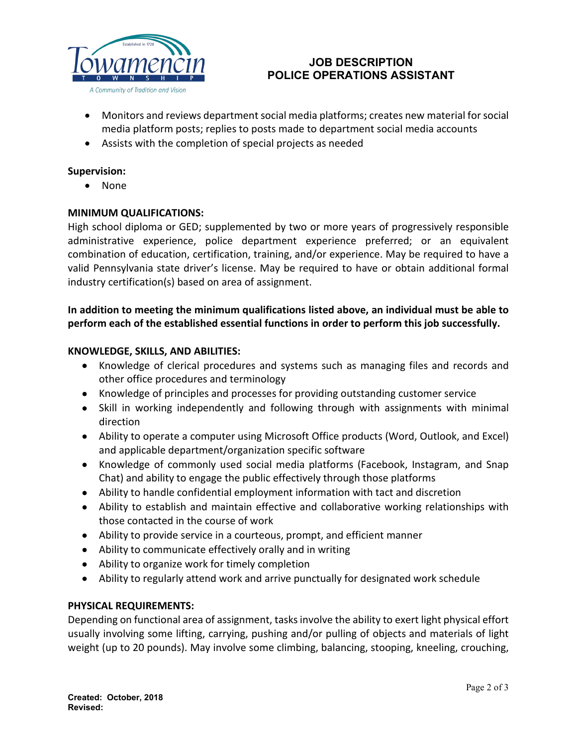- Monitors and reviews department social media platforms; creates new material for social media platform posts; replies to posts made to department social media accounts
- Assists with the completion of special projects as needed

**Supervision:**

- None

**MINIMUM QUALIFICATIONS:**

High school diploma or GED; supplemented by two or more years of progressively responsible administrative experience, police department experience preferred; or an equivalent combination of education, certification, training, and/or experience. May be required to have a valid Pennsylvania state driver's license. May be required to have or obtain additional formal industry certification(s) based on area of assignment.

**In addition to meeting the minimum qualifications listed above, an individual must be able to perform each of the established essential functions in order to perform this job successfully.**

**KNOWLEDGE, SKILLS, AND ABILITIES:**

- Knowledge of clerical procedures and systems such as managing files and records and other office procedures and terminology
- Knowledge of principles and processes for providing outstanding customer service
- Skill in working independently and following through with assignments with minimal direction
- Ability to operate a computer using Microsoft Office products (Word, Outlook, and Excel) and applicable department/organization specific software
- Knowledge of commonly used social media platforms (Facebook, Instagram, and Snap Chat) and ability to engage the public effectively through those platforms
- Ability to handle confidential employment information with tact and discretion
- Ability to establish and maintain effective and collaborative working relationships with those contacted in the course of work
- Ability to provide service in a courteous, prompt, and efficient manner
- Ability to communicate effectively orally and in writing
- Ability to organize work for timely completion
- Ability to regularly attend work and arrive punctually for designated work schedule

**PHYSICAL REQUIREMENTS:**

Depending on functional area of assignment, tasks involve the ability to exert light physical effort usually involving some lifting, carrying, pushing and/or pulling of objects and materials of light weight (up to 20 pounds). May involve some climbing, balancing, stooping, kneeling, crouching,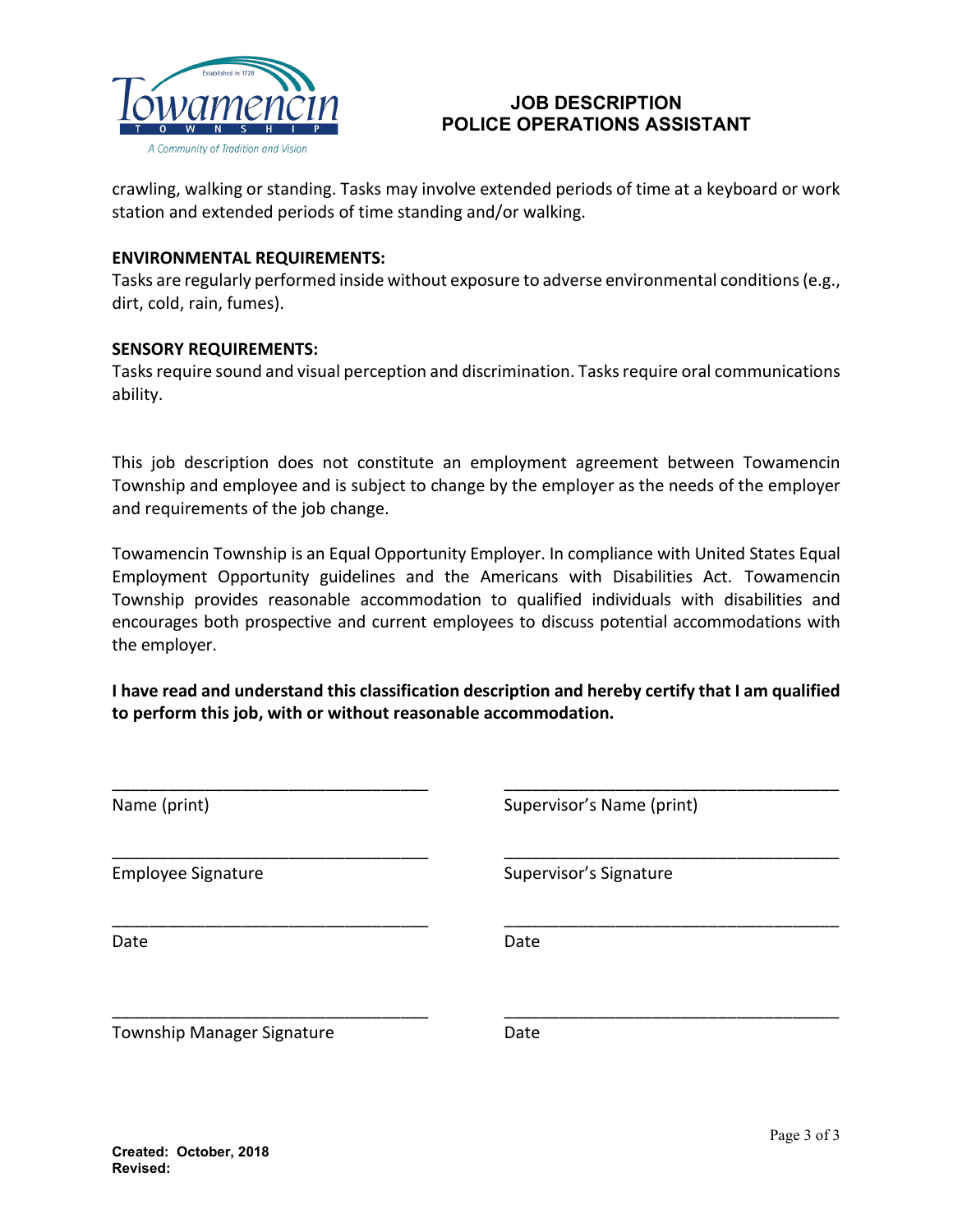crawling, walking or standing. Tasks may involve extended periods of time at a keyboard or work station and extended periods of time standing and/or walking.

**ENVIRONMENTAL REQUIREMENTS:**
Tasks are regularly performed inside without exposure to adverse environmental conditions (e.g., dirt, cold, rain, fumes).

**SENSORY REQUIREMENTS:**
Tasks require sound and visual perception and discrimination. Tasks require oral communications ability.

This job description does not constitute an employment agreement between Towamencin Township and employee and is subject to change by the employer as the needs of the employer and requirements of the job change.

Towamencin Township is an Equal Opportunity Employer. In compliance with United States Equal Employment Opportunity guidelines and the Americans with Disabilities Act. Towamencin Township provides reasonable accommodation to qualified individuals with disabilities and encourages both prospective and current employees to discuss potential accommodations with the employer.

**I have read and understand this classification description and hereby certify that I am qualified to perform this job, with or without reasonable accommodation.**

| | |
|---|---|
| ______________________________ | ______________________________ |
| Name (print) | Supervisor's Name (print) |
| ______________________________ | ______________________________ |
| Employee Signature | Supervisor's Signature |
| ______________________________ | ______________________________ |
| Date | Date |
| ______________________________ | ______________________________ |
| Township Manager Signature | Date |

**Created: October, 2018**
**Revised:**